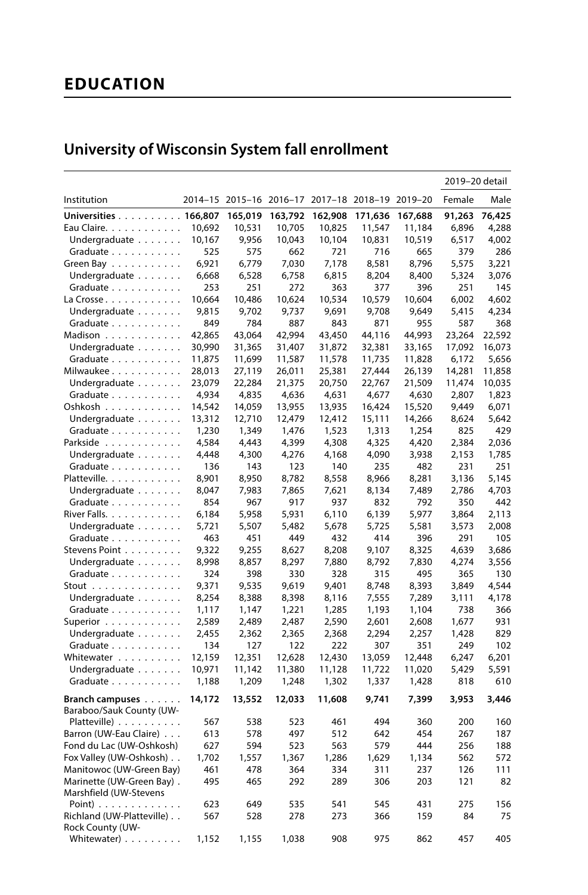# EDUCATION

## University of Wisconsin System fall enrollment

| Institution | 2014–15 | 2015–16 | 2016–17 | 2017–18 | 2018–19 | 2019–20 | 2019–20 detail | |
|---|---|---|---|---|---|---|---|---|
| | | | | | | | Female | Male |
| **Universities** | **166,807** | **165,019** | **163,792** | **162,908** | **171,636** | **167,688** | **91,263** | **76,425** |
| Eau Claire | 10,692 | 10,531 | 10,705 | 10,825 | 11,547 | 11,184 | 6,896 | 4,288 |
| Undergraduate | 10,167 | 9,956 | 10,043 | 10,104 | 10,831 | 10,519 | 6,517 | 4,002 |
| Graduate | 525 | 575 | 662 | 721 | 716 | 665 | 379 | 286 |
| Green Bay | 6,921 | 6,779 | 7,030 | 7,178 | 8,581 | 8,796 | 5,575 | 3,221 |
| Undergraduate | 6,668 | 6,528 | 6,758 | 6,815 | 8,204 | 8,400 | 5,324 | 3,076 |
| Graduate | 253 | 251 | 272 | 363 | 377 | 396 | 251 | 145 |
| La Crosse | 10,664 | 10,486 | 10,624 | 10,534 | 10,579 | 10,604 | 6,002 | 4,602 |
| Undergraduate | 9,815 | 9,702 | 9,737 | 9,691 | 9,708 | 9,649 | 5,415 | 4,234 |
| Graduate | 849 | 784 | 887 | 843 | 871 | 955 | 587 | 368 |
| Madison | 42,865 | 43,064 | 42,994 | 43,450 | 44,116 | 44,993 | 23,264 | 22,592 |
| Undergraduate | 30,990 | 31,365 | 31,407 | 31,872 | 32,381 | 33,165 | 17,092 | 16,073 |
| Graduate | 11,875 | 11,699 | 11,587 | 11,578 | 11,735 | 11,828 | 6,172 | 5,656 |
| Milwaukee | 28,013 | 27,119 | 26,011 | 25,381 | 27,444 | 26,139 | 14,281 | 11,858 |
| Undergraduate | 23,079 | 22,284 | 21,375 | 20,750 | 22,767 | 21,509 | 11,474 | 10,035 |
| Graduate | 4,934 | 4,835 | 4,636 | 4,631 | 4,677 | 4,630 | 2,807 | 1,823 |
| Oshkosh | 14,542 | 14,059 | 13,955 | 13,935 | 16,424 | 15,520 | 9,449 | 6,071 |
| Undergraduate | 13,312 | 12,710 | 12,479 | 12,412 | 15,111 | 14,266 | 8,624 | 5,642 |
| Graduate | 1,230 | 1,349 | 1,476 | 1,523 | 1,313 | 1,254 | 825 | 429 |
| Parkside | 4,584 | 4,443 | 4,399 | 4,308 | 4,325 | 4,420 | 2,384 | 2,036 |
| Undergraduate | 4,448 | 4,300 | 4,276 | 4,168 | 4,090 | 3,938 | 2,153 | 1,785 |
| Graduate | 136 | 143 | 123 | 140 | 235 | 482 | 231 | 251 |
| Platteville | 8,901 | 8,950 | 8,782 | 8,558 | 8,966 | 8,281 | 3,136 | 5,145 |
| Undergraduate | 8,047 | 7,983 | 7,865 | 7,621 | 8,134 | 7,489 | 2,786 | 4,703 |
| Graduate | 854 | 967 | 917 | 937 | 832 | 792 | 350 | 442 |
| River Falls | 6,184 | 5,958 | 5,931 | 6,110 | 6,139 | 5,977 | 3,864 | 2,113 |
| Undergraduate | 5,721 | 5,507 | 5,482 | 5,678 | 5,725 | 5,581 | 3,573 | 2,008 |
| Graduate | 463 | 451 | 449 | 432 | 414 | 396 | 291 | 105 |
| Stevens Point | 9,322 | 9,255 | 8,627 | 8,208 | 9,107 | 8,325 | 4,639 | 3,686 |
| Undergraduate | 8,998 | 8,857 | 8,297 | 7,880 | 8,792 | 7,830 | 4,274 | 3,556 |
| Graduate | 324 | 398 | 330 | 328 | 315 | 495 | 365 | 130 |
| Stout | 9,371 | 9,535 | 9,619 | 9,401 | 8,748 | 8,393 | 3,849 | 4,544 |
| Undergraduate | 8,254 | 8,388 | 8,398 | 8,116 | 7,555 | 7,289 | 3,111 | 4,178 |
| Graduate | 1,117 | 1,147 | 1,221 | 1,285 | 1,193 | 1,104 | 738 | 366 |
| Superior | 2,589 | 2,489 | 2,487 | 2,590 | 2,601 | 2,608 | 1,677 | 931 |
| Undergraduate | 2,455 | 2,362 | 2,365 | 2,368 | 2,294 | 2,257 | 1,428 | 829 |
| Graduate | 134 | 127 | 122 | 222 | 307 | 351 | 249 | 102 |
| Whitewater | 12,159 | 12,351 | 12,628 | 12,430 | 13,059 | 12,448 | 6,247 | 6,201 |
| Undergraduate | 10,971 | 11,142 | 11,380 | 11,128 | 11,722 | 11,020 | 5,429 | 5,591 |
| Graduate | 1,188 | 1,209 | 1,248 | 1,302 | 1,337 | 1,428 | 818 | 610 |
| **Branch campuses** | **14,172** | **13,552** | **12,033** | **11,608** | **9,741** | **7,399** | **3,953** | **3,446** |
| Baraboo/Sauk County (UW-Platteville) | 567 | 538 | 523 | 461 | 494 | 360 | 200 | 160 |
| Barron (UW-Eau Claire) | 613 | 578 | 497 | 512 | 642 | 454 | 267 | 187 |
| Fond du Lac (UW-Oshkosh) | 627 | 594 | 523 | 563 | 579 | 444 | 256 | 188 |
| Fox Valley (UW-Oshkosh) | 1,702 | 1,557 | 1,367 | 1,286 | 1,629 | 1,134 | 562 | 572 |
| Manitowoc (UW-Green Bay) | 461 | 478 | 364 | 334 | 311 | 237 | 126 | 111 |
| Marinette (UW-Green Bay) | 495 | 465 | 292 | 289 | 306 | 203 | 121 | 82 |
| Marshfield (UW-Stevens Point) | 623 | 649 | 535 | 541 | 545 | 431 | 275 | 156 |
| Richland (UW-Platteville) | 567 | 528 | 278 | 273 | 366 | 159 | 84 | 75 |
| Rock County (UW-Whitewater) | 1,152 | 1,155 | 1,038 | 908 | 975 | 862 | 457 | 405 |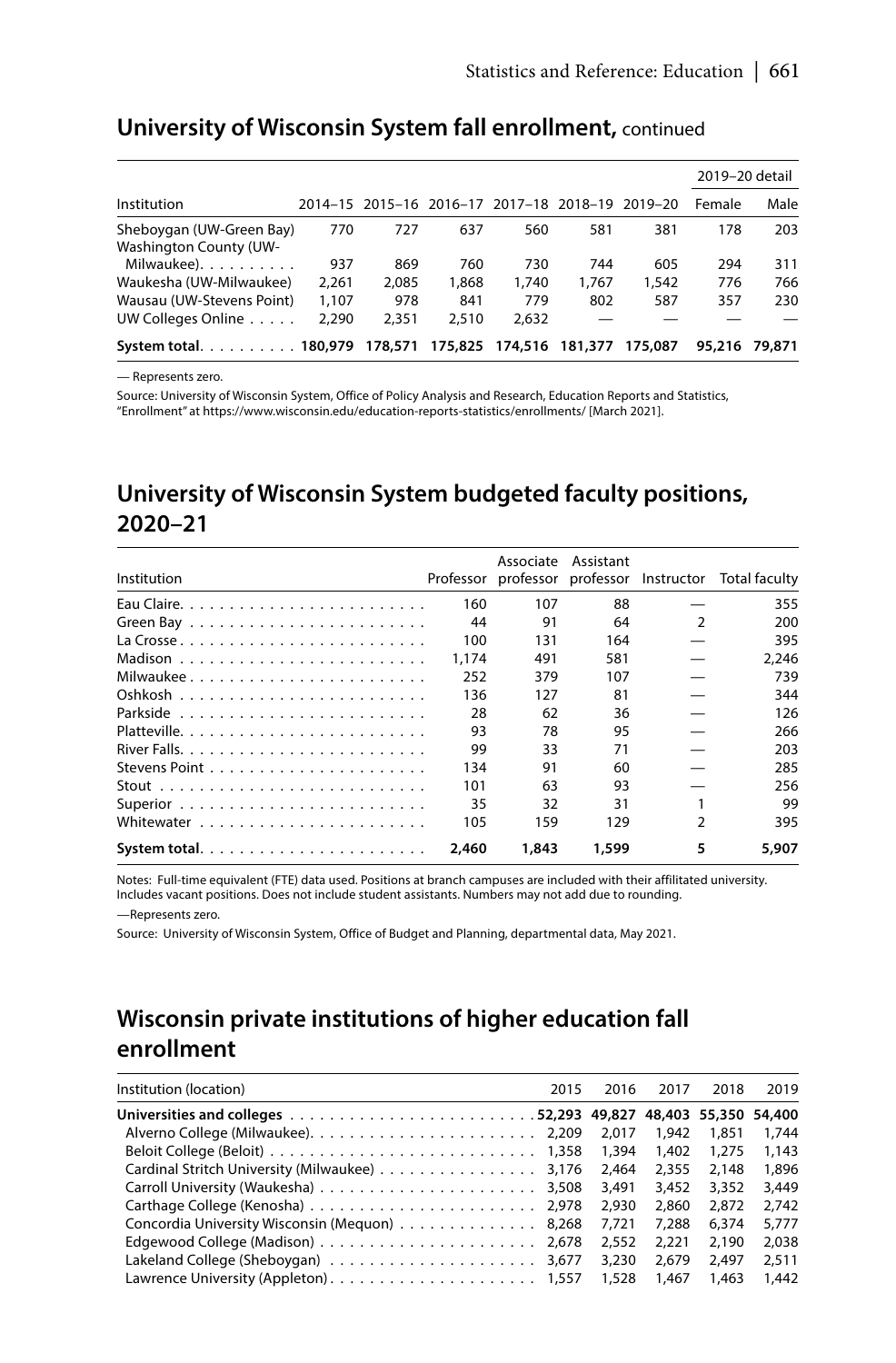## University of Wisconsin System fall enrollment, continued

| Institution | 2014–15 | 2015–16 | 2016–17 | 2017–18 | 2018–19 | 2019–20 | 2019–20 detail | |
|---|---|---|---|---|---|---|---|---|
| | | | | | | | Female | Male |
| Sheboygan (UW-Green Bay) | 770 | 727 | 637 | 560 | 581 | 381 | 178 | 203 |
| Washington County (UW-Milwaukee) | 937 | 869 | 760 | 730 | 744 | 605 | 294 | 311 |
| Waukesha (UW-Milwaukee) | 2,261 | 2,085 | 1,868 | 1,740 | 1,767 | 1,542 | 776 | 766 |
| Wausau (UW-Stevens Point) | 1,107 | 978 | 841 | 779 | 802 | 587 | 357 | 230 |
| UW Colleges Online | 2,290 | 2,351 | 2,510 | 2,632 | — | — | — | — |
| **System total** | **180,979** | **178,571** | **175,825** | **174,516** | **181,377** | **175,087** | **95,216** | **79,871** |

— Represents zero.

Source: University of Wisconsin System, Office of Policy Analysis and Research, Education Reports and Statistics, "Enrollment" at https://www.wisconsin.edu/education-reports-statistics/enrollments/ [March 2021].

## University of Wisconsin System budgeted faculty positions, 2020–21

| Institution | Professor | Associate professor | Assistant professor | Instructor | Total faculty |
|---|---|---|---|---|---|
| Eau Claire | 160 | 107 | 88 | — | 355 |
| Green Bay | 44 | 91 | 64 | 2 | 200 |
| La Crosse | 100 | 131 | 164 | — | 395 |
| Madison | 1,174 | 491 | 581 | — | 2,246 |
| Milwaukee | 252 | 379 | 107 | — | 739 |
| Oshkosh | 136 | 127 | 81 | — | 344 |
| Parkside | 28 | 62 | 36 | — | 126 |
| Platteville | 93 | 78 | 95 | — | 266 |
| River Falls | 99 | 33 | 71 | — | 203 |
| Stevens Point | 134 | 91 | 60 | — | 285 |
| Stout | 101 | 63 | 93 | — | 256 |
| Superior | 35 | 32 | 31 | 1 | 99 |
| Whitewater | 105 | 159 | 129 | 2 | 395 |
| **System total** | **2,460** | **1,843** | **1,599** | **5** | **5,907** |

Notes: Full-time equivalent (FTE) data used. Positions at branch campuses are included with their affilitated university. Includes vacant positions. Does not include student assistants. Numbers may not add due to rounding.

—Represents zero.

Source: University of Wisconsin System, Office of Budget and Planning, departmental data, May 2021.

## Wisconsin private institutions of higher education fall enrollment

| Institution (location) | 2015 | 2016 | 2017 | 2018 | 2019 |
|---|---|---|---|---|---|
| **Universities and colleges** | **52,293** | **49,827** | **48,403** | **55,350** | **54,400** |
| Alverno College (Milwaukee) | 2,209 | 2,017 | 1,942 | 1,851 | 1,744 |
| Beloit College (Beloit) | 1,358 | 1,394 | 1,402 | 1,275 | 1,143 |
| Cardinal Stritch University (Milwaukee) | 3,176 | 2,464 | 2,355 | 2,148 | 1,896 |
| Carroll University (Waukesha) | 3,508 | 3,491 | 3,452 | 3,352 | 3,449 |
| Carthage College (Kenosha) | 2,978 | 2,930 | 2,860 | 2,872 | 2,742 |
| Concordia University Wisconsin (Mequon) | 8,268 | 7,721 | 7,288 | 6,374 | 5,777 |
| Edgewood College (Madison) | 2,678 | 2,552 | 2,221 | 2,190 | 2,038 |
| Lakeland College (Sheboygan) | 3,677 | 3,230 | 2,679 | 2,497 | 2,511 |
| Lawrence University (Appleton) | 1,557 | 1,528 | 1,467 | 1,463 | 1,442 |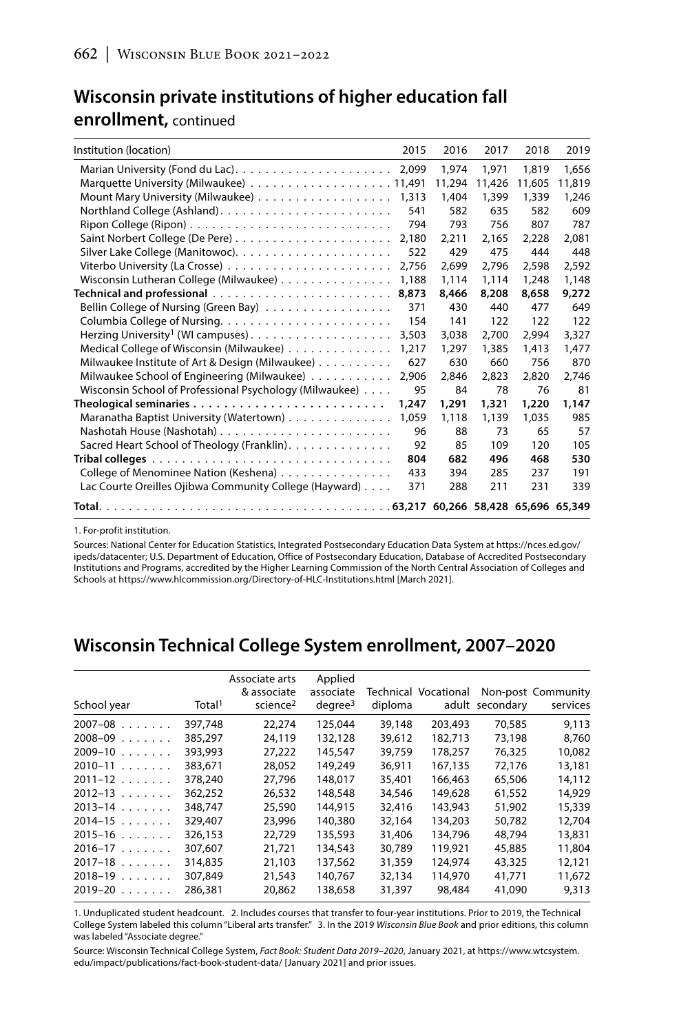## Wisconsin private institutions of higher education fall enrollment, continued

| Institution (location) | 2015 | 2016 | 2017 | 2018 | 2019 |
|---|---|---|---|---|---|
| Marian University (Fond du Lac) | 2,099 | 1,974 | 1,971 | 1,819 | 1,656 |
| Marquette University (Milwaukee) | 11,491 | 11,294 | 11,426 | 11,605 | 11,819 |
| Mount Mary University (Milwaukee) | 1,313 | 1,404 | 1,399 | 1,339 | 1,246 |
| Northland College (Ashland) | 541 | 582 | 635 | 582 | 609 |
| Ripon College (Ripon) | 794 | 793 | 756 | 807 | 787 |
| Saint Norbert College (De Pere) | 2,180 | 2,211 | 2,165 | 2,228 | 2,081 |
| Silver Lake College (Manitowoc) | 522 | 429 | 475 | 444 | 448 |
| Viterbo University (La Crosse) | 2,756 | 2,699 | 2,796 | 2,598 | 2,592 |
| Wisconsin Lutheran College (Milwaukee) | 1,188 | 1,114 | 1,114 | 1,248 | 1,148 |
| **Technical and professional** | **8,873** | **8,466** | **8,208** | **8,658** | **9,272** |
| Bellin College of Nursing (Green Bay) | 371 | 430 | 440 | 477 | 649 |
| Columbia College of Nursing | 154 | 141 | 122 | 122 | 122 |
| Herzing University[1] (WI campuses) | 3,503 | 3,038 | 2,700 | 2,994 | 3,327 |
| Medical College of Wisconsin (Milwaukee) | 1,217 | 1,297 | 1,385 | 1,413 | 1,477 |
| Milwaukee Institute of Art & Design (Milwaukee) | 627 | 630 | 660 | 756 | 870 |
| Milwaukee School of Engineering (Milwaukee) | 2,906 | 2,846 | 2,823 | 2,820 | 2,746 |
| Wisconsin School of Professional Psychology (Milwaukee) | 95 | 84 | 78 | 76 | 81 |
| **Theological seminaries** | **1,247** | **1,291** | **1,321** | **1,220** | **1,147** |
| Maranatha Baptist University (Watertown) | 1,059 | 1,118 | 1,139 | 1,035 | 985 |
| Nashotah House (Nashotah) | 96 | 88 | 73 | 65 | 57 |
| Sacred Heart School of Theology (Franklin) | 92 | 85 | 109 | 120 | 105 |
| **Tribal colleges** | **804** | **682** | **496** | **468** | **530** |
| College of Menominee Nation (Keshena) | 433 | 394 | 285 | 237 | 191 |
| Lac Courte Oreilles Ojibwa Community College (Hayward) | 371 | 288 | 211 | 231 | 339 |
| **Total** | **63,217** | **60,266** | **58,428** | **65,696** | **65,349** |

1. For-profit institution.

Sources: National Center for Education Statistics, Integrated Postsecondary Education Data System at https://nces.ed.gov/ipeds/datacenter; U.S. Department of Education, Office of Postsecondary Education, Database of Accredited Postsecondary Institutions and Programs, accredited by the Higher Learning Commission of the North Central Association of Colleges and Schools at https://www.hlcommission.org/Directory-of-HLC-Institutions.html [March 2021].

## Wisconsin Technical College System enrollment, 2007–2020

| School year | Total[1] | Associate arts & associate science[2] | Applied associate degree[3] | Technical diploma | Vocational adult | Non-post secondary | Community services |
|---|---|---|---|---|---|---|---|
| 2007–08 | 397,748 | 22,274 | 125,044 | 39,148 | 203,493 | 70,585 | 9,113 |
| 2008–09 | 385,297 | 24,119 | 132,128 | 39,612 | 182,713 | 73,198 | 8,760 |
| 2009–10 | 393,993 | 27,222 | 145,547 | 39,759 | 178,257 | 76,325 | 10,082 |
| 2010–11 | 383,671 | 28,052 | 149,249 | 36,911 | 167,135 | 72,176 | 13,181 |
| 2011–12 | 378,240 | 27,796 | 148,017 | 35,401 | 166,463 | 65,506 | 14,112 |
| 2012–13 | 362,252 | 26,532 | 148,548 | 34,546 | 149,628 | 61,552 | 14,929 |
| 2013–14 | 348,747 | 25,590 | 144,915 | 32,416 | 143,943 | 51,902 | 15,339 |
| 2014–15 | 329,407 | 23,996 | 140,380 | 32,164 | 134,203 | 50,782 | 12,704 |
| 2015–16 | 326,153 | 22,729 | 135,593 | 31,406 | 134,796 | 48,794 | 13,831 |
| 2016–17 | 307,607 | 21,721 | 134,543 | 30,789 | 119,921 | 45,885 | 11,804 |
| 2017–18 | 314,835 | 21,103 | 137,562 | 31,359 | 124,974 | 43,325 | 12,121 |
| 2018–19 | 307,849 | 21,543 | 140,767 | 32,134 | 114,970 | 41,771 | 11,672 |
| 2019–20 | 286,381 | 20,862 | 138,658 | 31,397 | 98,484 | 41,090 | 9,313 |

1. Unduplicated student headcount. 2. Includes courses that transfer to four-year institutions. Prior to 2019, the Technical College System labeled this column "Liberal arts transfer." 3. In the 2019 *Wisconsin Blue Book* and prior editions, this column was labeled "Associate degree."

Source: Wisconsin Technical College System, *Fact Book: Student Data 2019–2020*, January 2021, at https://www.wtcsystem.edu/impact/publications/fact-book-student-data/ [January 2021] and prior issues.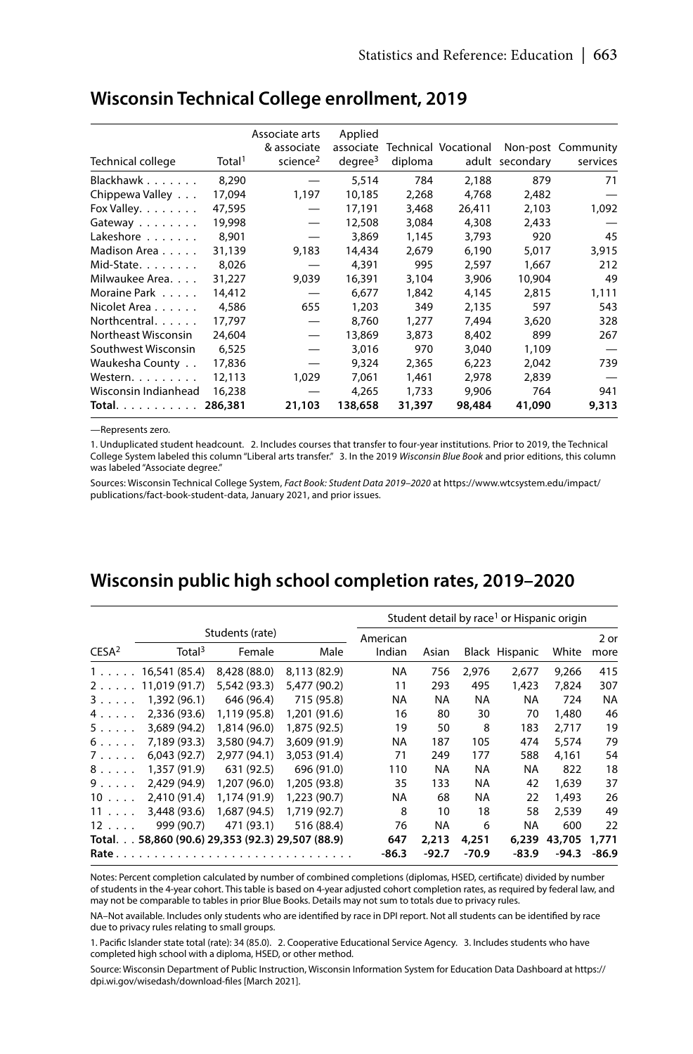## Wisconsin Technical College enrollment, 2019

| Technical college | Total[1] | Associate arts & associate science[2] | Applied associate degree[3] | Technical diploma | Vocational adult | Non-post secondary | Community services |
|---|---|---|---|---|---|---|---|
| Blackhawk | 8,290 | — | 5,514 | 784 | 2,188 | 879 | 71 |
| Chippewa Valley | 17,094 | 1,197 | 10,185 | 2,268 | 4,768 | 2,482 | — |
| Fox Valley | 47,595 | — | 17,191 | 3,468 | 26,411 | 2,103 | 1,092 |
| Gateway | 19,998 | — | 12,508 | 3,084 | 4,308 | 2,433 | — |
| Lakeshore | 8,901 | — | 3,869 | 1,145 | 3,793 | 920 | 45 |
| Madison Area | 31,139 | 9,183 | 14,434 | 2,679 | 6,190 | 5,017 | 3,915 |
| Mid-State | 8,026 | — | 4,391 | 995 | 2,597 | 1,667 | 212 |
| Milwaukee Area | 31,227 | 9,039 | 16,391 | 3,104 | 3,906 | 10,904 | 49 |
| Moraine Park | 14,412 | — | 6,677 | 1,842 | 4,145 | 2,815 | 1,111 |
| Nicolet Area | 4,586 | 655 | 1,203 | 349 | 2,135 | 597 | 543 |
| Northcentral | 17,797 | — | 8,760 | 1,277 | 7,494 | 3,620 | 328 |
| Northeast Wisconsin | 24,604 | — | 13,869 | 3,873 | 8,402 | 899 | 267 |
| Southwest Wisconsin | 6,525 | — | 3,016 | 970 | 3,040 | 1,109 | — |
| Waukesha County | 17,836 | — | 9,324 | 2,365 | 6,223 | 2,042 | 739 |
| Western | 12,113 | 1,029 | 7,061 | 1,461 | 2,978 | 2,839 | — |
| Wisconsin Indianhead | 16,238 | — | 4,265 | 1,733 | 9,906 | 764 | 941 |
| **Total** | **286,381** | **21,103** | **138,658** | **31,397** | **98,484** | **41,090** | **9,313** |

—Represents zero.

1. Unduplicated student headcount. 2. Includes courses that transfer to four-year institutions. Prior to 2019, the Technical College System labeled this column "Liberal arts transfer." 3. In the 2019 *Wisconsin Blue Book* and prior editions, this column was labeled "Associate degree."

Sources: Wisconsin Technical College System, *Fact Book: Student Data 2019–2020* at https://www.wtcsystem.edu/impact/publications/fact-book-student-data, January 2021, and prior issues.

## Wisconsin public high school completion rates, 2019–2020

| | Students (rate) | | | Student detail by race[1] or Hispanic origin | | | | | |
|---|---|---|---|---|---|---|---|---|---|
| CESA[2] | Total[3] | Female | Male | American Indian | Asian | Black | Hispanic | White | 2 or more |
| 1 | 16,541 (85.4) | 8,428 (88.0) | 8,113 (82.9) | NA | 756 | 2,976 | 2,677 | 9,266 | 415 |
| 2 | 11,019 (91.7) | 5,542 (93.3) | 5,477 (90.2) | 11 | 293 | 495 | 1,423 | 7,824 | 307 |
| 3 | 1,392 (96.1) | 646 (96.4) | 715 (95.8) | NA | NA | NA | NA | 724 | NA |
| 4 | 2,336 (93.6) | 1,119 (95.8) | 1,201 (91.6) | 16 | 80 | 30 | 70 | 1,480 | 46 |
| 5 | 3,689 (94.2) | 1,814 (96.0) | 1,875 (92.5) | 19 | 50 | 8 | 183 | 2,717 | 19 |
| 6 | 7,189 (93.3) | 3,580 (94.7) | 3,609 (91.9) | NA | 187 | 105 | 474 | 5,574 | 79 |
| 7 | 6,043 (92.7) | 2,977 (94.1) | 3,053 (91.4) | 71 | 249 | 177 | 588 | 4,161 | 54 |
| 8 | 1,357 (91.9) | 631 (92.5) | 696 (91.0) | 110 | NA | NA | NA | 822 | 18 |
| 9 | 2,429 (94.9) | 1,207 (96.0) | 1,205 (93.8) | 35 | 133 | NA | 42 | 1,639 | 37 |
| 10 | 2,410 (91.4) | 1,174 (91.9) | 1,223 (90.7) | NA | 68 | NA | 22 | 1,493 | 26 |
| 11 | 3,448 (93.6) | 1,687 (94.5) | 1,719 (92.7) | 8 | 10 | 18 | 58 | 2,539 | 49 |
| 12 | 999 (90.7) | 471 (93.1) | 516 (88.4) | 76 | NA | 6 | NA | 600 | 22 |
| **Total** | **58,860 (90.6)** | **29,353 (92.3)** | **29,507 (88.9)** | **647** | **2,213** | **4,251** | **6,239** | **43,705** | **1,771** |
| **Rate** | | | | **-86.3** | **-92.7** | **-70.9** | **-83.9** | **-94.3** | **-86.9** |

Notes: Percent completion calculated by number of combined completions (diplomas, HSED, certificate) divided by number of students in the 4-year cohort. This table is based on 4-year adjusted cohort completion rates, as required by federal law, and may not be comparable to tables in prior Blue Books. Details may not sum to totals due to privacy rules.

NA–Not available. Includes only students who are identified by race in DPI report. Not all students can be identified by race due to privacy rules relating to small groups.

1. Pacific Islander state total (rate): 34 (85.0). 2. Cooperative Educational Service Agency. 3. Includes students who have completed high school with a diploma, HSED, or other method.

Source: Wisconsin Department of Public Instruction, Wisconsin Information System for Education Data Dashboard at https://dpi.wi.gov/wisedash/download-files [March 2021].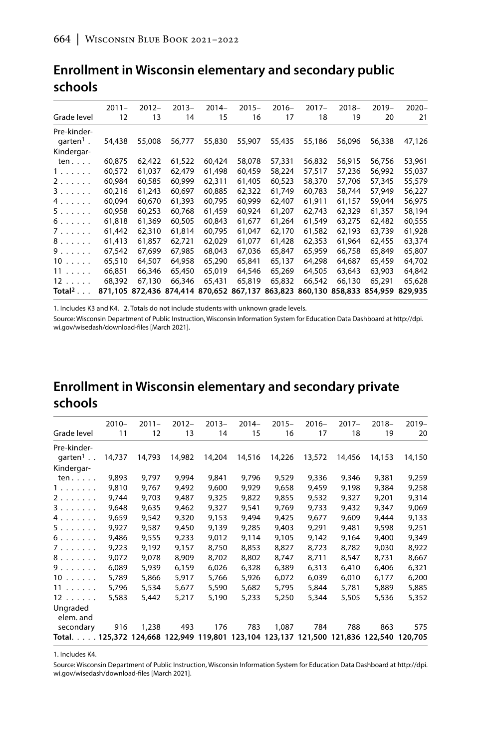## Enrollment in Wisconsin elementary and secondary public schools

| Grade level | 2011–12 | 2012–13 | 2013–14 | 2014–15 | 2015–16 | 2016–17 | 2017–18 | 2018–19 | 2019–20 | 2020–21 |
|---|---|---|---|---|---|---|---|---|---|---|
| Pre-kindergarten[1] | 54,438 | 55,008 | 56,777 | 55,830 | 55,907 | 55,435 | 55,186 | 56,096 | 56,338 | 47,126 |
| Kindergarten | 60,875 | 62,422 | 61,522 | 60,424 | 58,078 | 57,331 | 56,832 | 56,915 | 56,756 | 53,961 |
| 1 | 60,572 | 61,037 | 62,479 | 61,498 | 60,459 | 58,224 | 57,517 | 57,236 | 56,992 | 55,037 |
| 2 | 60,984 | 60,585 | 60,999 | 62,311 | 61,405 | 60,523 | 58,370 | 57,706 | 57,345 | 55,579 |
| 3 | 60,216 | 61,243 | 60,697 | 60,885 | 62,322 | 61,749 | 60,783 | 58,744 | 57,949 | 56,227 |
| 4 | 60,094 | 60,670 | 61,393 | 60,795 | 60,999 | 62,407 | 61,911 | 61,157 | 59,044 | 56,975 |
| 5 | 60,958 | 60,253 | 60,768 | 61,459 | 60,924 | 61,207 | 62,743 | 62,329 | 61,357 | 58,194 |
| 6 | 61,818 | 61,369 | 60,505 | 60,843 | 61,677 | 61,264 | 61,549 | 63,275 | 62,482 | 60,555 |
| 7 | 61,442 | 62,310 | 61,814 | 60,795 | 61,047 | 62,170 | 61,582 | 62,193 | 63,739 | 61,928 |
| 8 | 61,413 | 61,857 | 62,721 | 62,029 | 61,077 | 61,428 | 62,353 | 61,964 | 62,455 | 63,374 |
| 9 | 67,542 | 67,699 | 67,985 | 68,043 | 67,036 | 65,847 | 65,959 | 66,758 | 65,849 | 65,807 |
| 10 | 65,510 | 64,507 | 64,958 | 65,290 | 65,841 | 65,137 | 64,298 | 64,687 | 65,459 | 64,702 |
| 11 | 66,851 | 66,346 | 65,450 | 65,019 | 64,546 | 65,269 | 64,505 | 63,643 | 63,903 | 64,842 |
| 12 | 68,392 | 67,130 | 66,346 | 65,431 | 65,819 | 65,832 | 66,542 | 66,130 | 65,291 | 65,628 |
| **Total[2]** | **871,105** | **872,436** | **874,414** | **870,652** | **867,137** | **863,823** | **860,130** | **858,833** | **854,959** | **829,935** |

1. Includes K3 and K4. 2. Totals do not include students with unknown grade levels.

Source: Wisconsin Department of Public Instruction, Wisconsin Information System for Education Data Dashboard at http://dpi.wi.gov/wisedash/download-files [March 2021].

## Enrollment in Wisconsin elementary and secondary private schools

| Grade level | 2010–11 | 2011–12 | 2012–13 | 2013–14 | 2014–15 | 2015–16 | 2016–17 | 2017–18 | 2018–19 | 2019–20 |
|---|---|---|---|---|---|---|---|---|---|---|
| Pre-kindergarten[1] | 14,737 | 14,793 | 14,982 | 14,204 | 14,516 | 14,226 | 13,572 | 14,456 | 14,153 | 14,150 |
| Kindergarten | 9,893 | 9,797 | 9,994 | 9,841 | 9,796 | 9,529 | 9,336 | 9,346 | 9,381 | 9,259 |
| 1 | 9,810 | 9,767 | 9,492 | 9,600 | 9,929 | 9,658 | 9,459 | 9,198 | 9,384 | 9,258 |
| 2 | 9,744 | 9,703 | 9,487 | 9,325 | 9,822 | 9,855 | 9,532 | 9,327 | 9,201 | 9,314 |
| 3 | 9,648 | 9,635 | 9,462 | 9,327 | 9,541 | 9,769 | 9,733 | 9,432 | 9,347 | 9,069 |
| 4 | 9,659 | 9,542 | 9,320 | 9,153 | 9,494 | 9,425 | 9,677 | 9,609 | 9,444 | 9,133 |
| 5 | 9,927 | 9,587 | 9,450 | 9,139 | 9,285 | 9,403 | 9,291 | 9,481 | 9,598 | 9,251 |
| 6 | 9,486 | 9,555 | 9,233 | 9,012 | 9,114 | 9,105 | 9,142 | 9,164 | 9,400 | 9,349 |
| 7 | 9,223 | 9,192 | 9,157 | 8,750 | 8,853 | 8,827 | 8,723 | 8,782 | 9,030 | 8,922 |
| 8 | 9,072 | 9,078 | 8,909 | 8,702 | 8,802 | 8,747 | 8,711 | 8,547 | 8,731 | 8,667 |
| 9 | 6,089 | 5,939 | 6,159 | 6,026 | 6,328 | 6,389 | 6,313 | 6,410 | 6,406 | 6,321 |
| 10 | 5,789 | 5,866 | 5,917 | 5,766 | 5,926 | 6,072 | 6,039 | 6,010 | 6,177 | 6,200 |
| 11 | 5,796 | 5,534 | 5,677 | 5,590 | 5,682 | 5,795 | 5,844 | 5,781 | 5,889 | 5,885 |
| 12 | 5,583 | 5,442 | 5,217 | 5,190 | 5,233 | 5,250 | 5,344 | 5,505 | 5,536 | 5,352 |
| Ungraded elem. and secondary | 916 | 1,238 | 493 | 176 | 783 | 1,087 | 784 | 788 | 863 | 575 |
| **Total** | **125,372** | **124,668** | **122,949** | **119,801** | **123,104** | **123,137** | **121,500** | **121,836** | **122,540** | **120,705** |

1. Includes K4.

Source: Wisconsin Department of Public Instruction, Wisconsin Information System for Education Data Dashboard at http://dpi.wi.gov/wisedash/download-files [March 2021].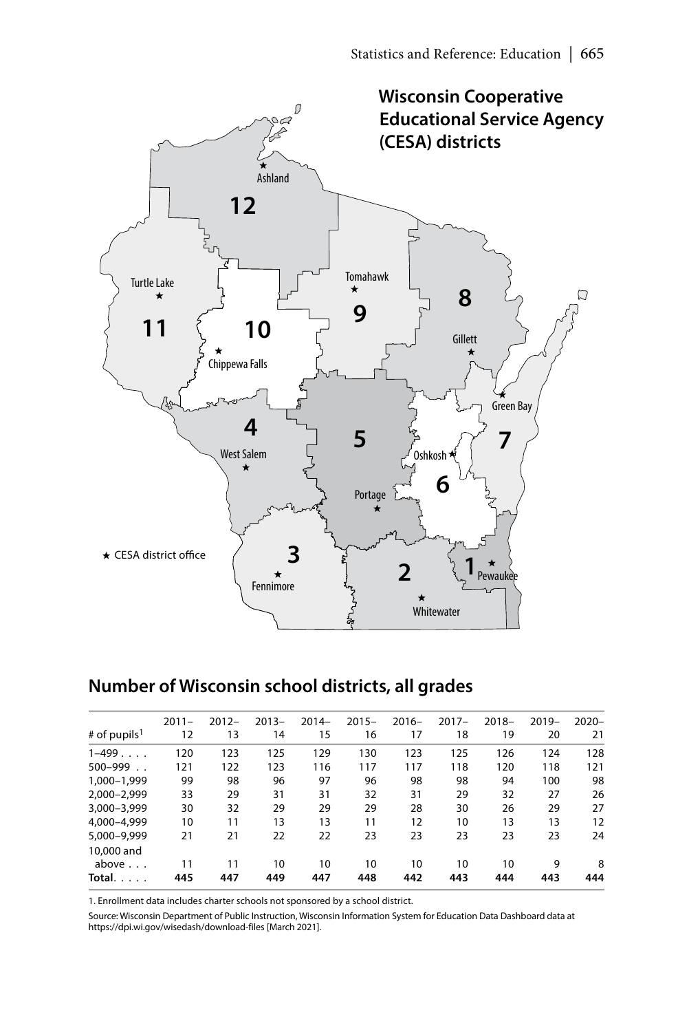## Wisconsin Cooperative Educational Service Agency (CESA) districts

★ CESA district office

## Number of Wisconsin school districts, all grades

| # of pupils[1] | 2011–12 | 2012–13 | 2013–14 | 2014–15 | 2015–16 | 2016–17 | 2017–18 | 2018–19 | 2019–20 | 2020–21 |
|---|---|---|---|---|---|---|---|---|---|---|
| 1–499 | 120 | 123 | 125 | 129 | 130 | 123 | 125 | 126 | 124 | 128 |
| 500–999 | 121 | 122 | 123 | 116 | 117 | 117 | 118 | 120 | 118 | 121 |
| 1,000–1,999 | 99 | 98 | 96 | 97 | 96 | 98 | 98 | 94 | 100 | 98 |
| 2,000–2,999 | 33 | 29 | 31 | 31 | 32 | 31 | 29 | 32 | 27 | 26 |
| 3,000–3,999 | 30 | 32 | 29 | 29 | 29 | 28 | 30 | 26 | 29 | 27 |
| 4,000–4,999 | 10 | 11 | 13 | 13 | 11 | 12 | 10 | 13 | 13 | 12 |
| 5,000–9,999 | 21 | 21 | 22 | 22 | 23 | 23 | 23 | 23 | 23 | 24 |
| 10,000 and above | 11 | 11 | 10 | 10 | 10 | 10 | 10 | 10 | 9 | 8 |
| **Total** | **445** | **447** | **449** | **447** | **448** | **442** | **443** | **444** | **443** | **444** |

1. Enrollment data includes charter schools not sponsored by a school district.

Source: Wisconsin Department of Public Instruction, Wisconsin Information System for Education Data Dashboard data at https://dpi.wi.gov/wisedash/download-files [March 2021].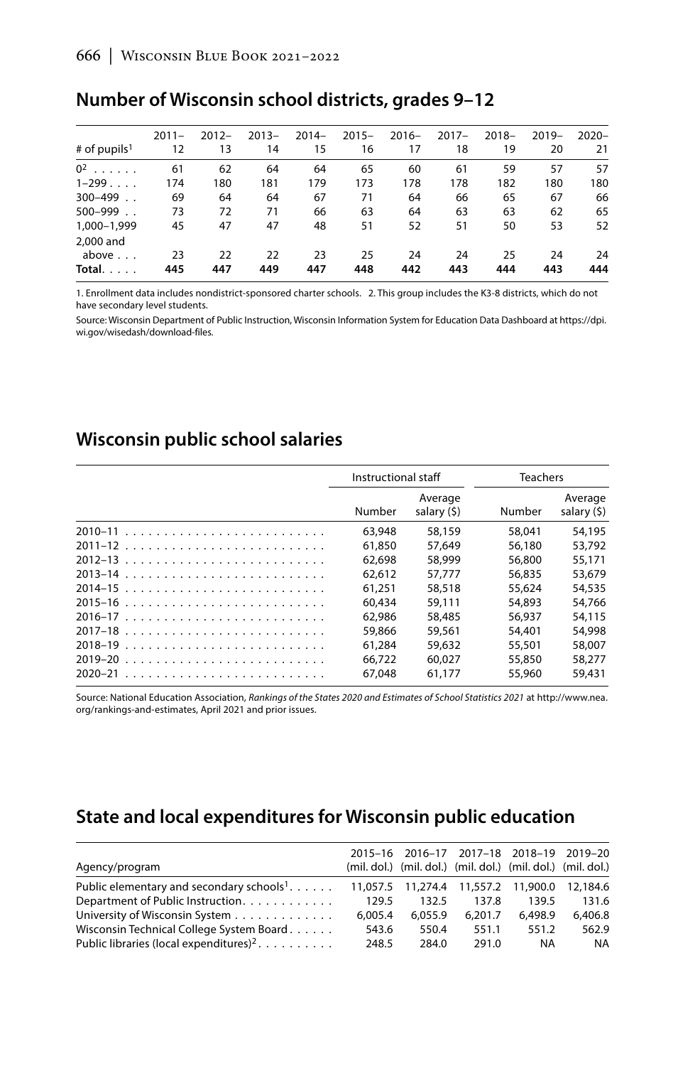## Number of Wisconsin school districts, grades 9–12

| # of pupils[1] | 2011–12 | 2012–13 | 2013–14 | 2014–15 | 2015–16 | 2016–17 | 2017–18 | 2018–19 | 2019–20 | 2020–21 |
|---|---|---|---|---|---|---|---|---|---|---|
| 0[2] . . . . . . | 61 | 62 | 64 | 64 | 65 | 60 | 61 | 59 | 57 | 57 |
| 1–299 . . . . | 174 | 180 | 181 | 179 | 173 | 178 | 178 | 182 | 180 | 180 |
| 300–499 . . | 69 | 64 | 64 | 67 | 71 | 64 | 66 | 65 | 67 | 66 |
| 500–999 . . | 73 | 72 | 71 | 66 | 63 | 64 | 63 | 63 | 62 | 65 |
| 1,000–1,999 | 45 | 47 | 47 | 48 | 51 | 52 | 51 | 50 | 53 | 52 |
| 2,000 and above . . . | 23 | 22 | 22 | 23 | 25 | 24 | 24 | 25 | 24 | 24 |
| **Total.** . . . . | **445** | **447** | **449** | **447** | **448** | **442** | **443** | **444** | **443** | **444** |

1. Enrollment data includes nondistrict-sponsored charter schools. 2. This group includes the K3-8 districts, which do not have secondary level students.

Source: Wisconsin Department of Public Instruction, Wisconsin Information System for Education Data Dashboard at https://dpi.wi.gov/wisedash/download-files.

## Wisconsin public school salaries

| | Instructional staff | | Teachers | |
|---|---|---|---|---|
| | Number | Average salary ($) | Number | Average salary ($) |
| 2010–11 . . . . . . . . . . . . . . . . . . . . . . . . . . | 63,948 | 58,159 | 58,041 | 54,195 |
| 2011–12 . . . . . . . . . . . . . . . . . . . . . . . . . . | 61,850 | 57,649 | 56,180 | 53,792 |
| 2012–13 . . . . . . . . . . . . . . . . . . . . . . . . . . | 62,698 | 58,999 | 56,800 | 55,171 |
| 2013–14 . . . . . . . . . . . . . . . . . . . . . . . . . . | 62,612 | 57,777 | 56,835 | 53,679 |
| 2014–15 . . . . . . . . . . . . . . . . . . . . . . . . . . | 61,251 | 58,518 | 55,624 | 54,535 |
| 2015–16 . . . . . . . . . . . . . . . . . . . . . . . . . . | 60,434 | 59,111 | 54,893 | 54,766 |
| 2016–17 . . . . . . . . . . . . . . . . . . . . . . . . . . | 62,986 | 58,485 | 56,937 | 54,115 |
| 2017–18 . . . . . . . . . . . . . . . . . . . . . . . . . . | 59,866 | 59,561 | 54,401 | 54,998 |
| 2018–19 . . . . . . . . . . . . . . . . . . . . . . . . . . | 61,284 | 59,632 | 55,501 | 58,007 |
| 2019–20 . . . . . . . . . . . . . . . . . . . . . . . . . . | 66,722 | 60,027 | 55,850 | 58,277 |
| 2020–21 . . . . . . . . . . . . . . . . . . . . . . . . . . | 67,048 | 61,177 | 55,960 | 59,431 |

Source: National Education Association, *Rankings of the States 2020 and Estimates of School Statistics 2021* at http://www.nea.org/rankings-and-estimates, April 2021 and prior issues.

## State and local expenditures for Wisconsin public education

| Agency/program | 2015–16 (mil. dol.) | 2016–17 (mil. dol.) | 2017–18 (mil. dol.) | 2018–19 (mil. dol.) | 2019–20 (mil. dol.) |
|---|---|---|---|---|---|
| Public elementary and secondary schools[1] . . . . . . | 11,057.5 | 11,274.4 | 11,557.2 | 11,900.0 | 12,184.6 |
| Department of Public Instruction. . . . . . . . . . . . | 129.5 | 132.5 | 137.8 | 139.5 | 131.6 |
| University of Wisconsin System . . . . . . . . . . . . . | 6,005.4 | 6,055.9 | 6,201.7 | 6,498.9 | 6,406.8 |
| Wisconsin Technical College System Board . . . . . . | 543.6 | 550.4 | 551.1 | 551.2 | 562.9 |
| Public libraries (local expenditures)[2] . . . . . . . . . . | 248.5 | 284.0 | 291.0 | NA | NA |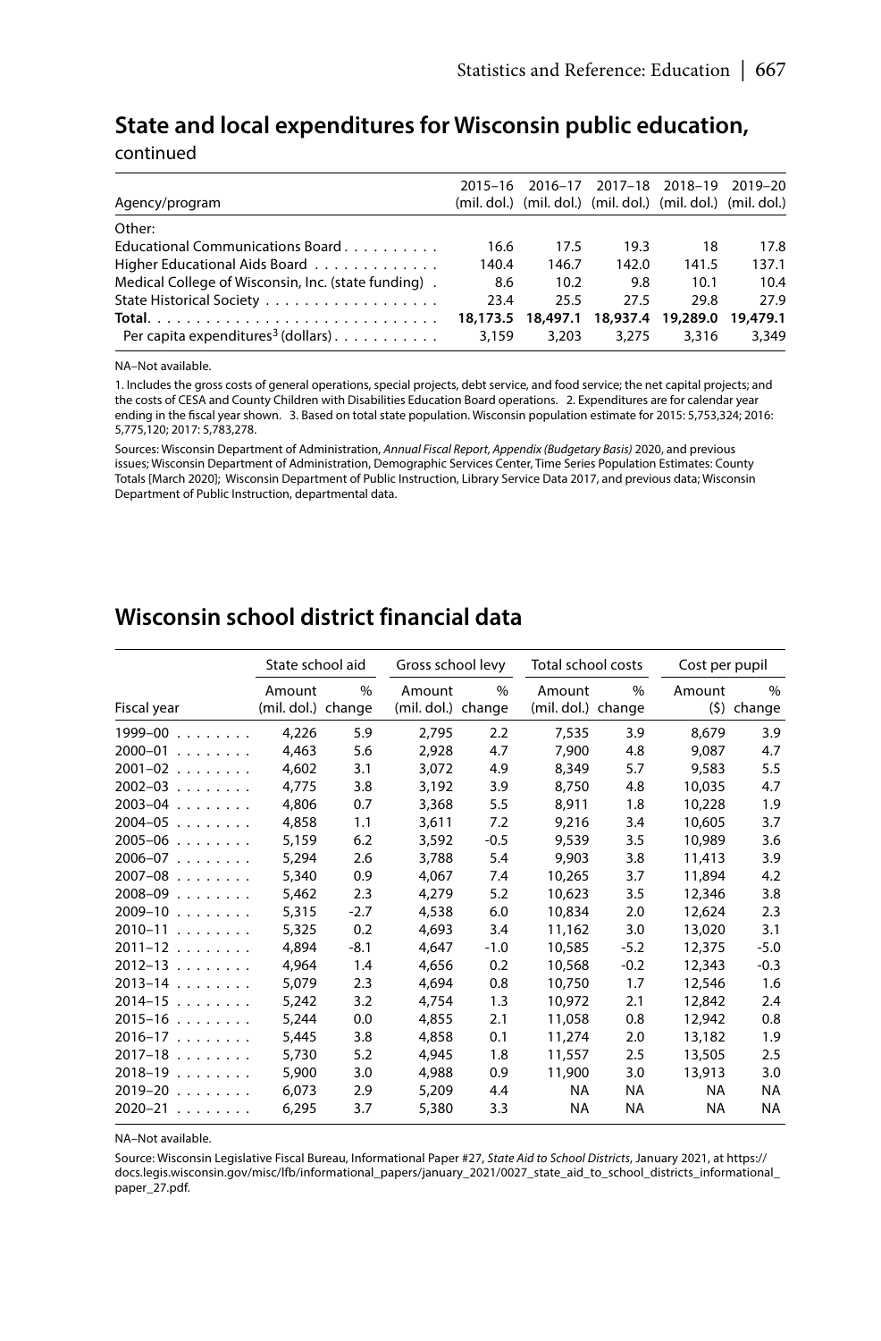## State and local expenditures for Wisconsin public education, continued

| Agency/program | 2015–16 (mil. dol.) | 2016–17 (mil. dol.) | 2017–18 (mil. dol.) | 2018–19 (mil. dol.) | 2019–20 (mil. dol.) |
|---|---|---|---|---|---|
| Other: | | | | | |
| Educational Communications Board | 16.6 | 17.5 | 19.3 | 18 | 17.8 |
| Higher Educational Aids Board | 140.4 | 146.7 | 142.0 | 141.5 | 137.1 |
| Medical College of Wisconsin, Inc. (state funding) | 8.6 | 10.2 | 9.8 | 10.1 | 10.4 |
| State Historical Society | 23.4 | 25.5 | 27.5 | 29.8 | 27.9 |
| **Total** | **18,173.5** | **18,497.1** | **18,937.4** | **19,289.0** | **19,479.1** |
| Per capita expenditures[3] (dollars) | 3,159 | 3,203 | 3,275 | 3,316 | 3,349 |

NA–Not available.

1. Includes the gross costs of general operations, special projects, debt service, and food service; the net capital projects; and the costs of CESA and County Children with Disabilities Education Board operations. 2. Expenditures are for calendar year ending in the fiscal year shown. 3. Based on total state population. Wisconsin population estimate for 2015: 5,753,324; 2016: 5,775,120; 2017: 5,783,278.

Sources: Wisconsin Department of Administration, *Annual Fiscal Report, Appendix (Budgetary Basis)* 2020, and previous issues; Wisconsin Department of Administration, Demographic Services Center, Time Series Population Estimates: County Totals [March 2020]; Wisconsin Department of Public Instruction, Library Service Data 2017, and previous data; Wisconsin Department of Public Instruction, departmental data.

## Wisconsin school district financial data

| | State school aid | | Gross school levy | | Total school costs | | Cost per pupil | |
|---|---|---|---|---|---|---|---|---|
| Fiscal year | Amount (mil. dol.) | % change | Amount (mil. dol.) | % change | Amount (mil. dol.) | % change | Amount ($) | % change |
| 1999–00 | 4,226 | 5.9 | 2,795 | 2.2 | 7,535 | 3.9 | 8,679 | 3.9 |
| 2000–01 | 4,463 | 5.6 | 2,928 | 4.7 | 7,900 | 4.8 | 9,087 | 4.7 |
| 2001–02 | 4,602 | 3.1 | 3,072 | 4.9 | 8,349 | 5.7 | 9,583 | 5.5 |
| 2002–03 | 4,775 | 3.8 | 3,192 | 3.9 | 8,750 | 4.8 | 10,035 | 4.7 |
| 2003–04 | 4,806 | 0.7 | 3,368 | 5.5 | 8,911 | 1.8 | 10,228 | 1.9 |
| 2004–05 | 4,858 | 1.1 | 3,611 | 7.2 | 9,216 | 3.4 | 10,605 | 3.7 |
| 2005–06 | 5,159 | 6.2 | 3,592 | -0.5 | 9,539 | 3.5 | 10,989 | 3.6 |
| 2006–07 | 5,294 | 2.6 | 3,788 | 5.4 | 9,903 | 3.8 | 11,413 | 3.9 |
| 2007–08 | 5,340 | 0.9 | 4,067 | 7.4 | 10,265 | 3.7 | 11,894 | 4.2 |
| 2008–09 | 5,462 | 2.3 | 4,279 | 5.2 | 10,623 | 3.5 | 12,346 | 3.8 |
| 2009–10 | 5,315 | -2.7 | 4,538 | 6.0 | 10,834 | 2.0 | 12,624 | 2.3 |
| 2010–11 | 5,325 | 0.2 | 4,693 | 3.4 | 11,162 | 3.0 | 13,020 | 3.1 |
| 2011–12 | 4,894 | -8.1 | 4,647 | -1.0 | 10,585 | -5.2 | 12,375 | -5.0 |
| 2012–13 | 4,964 | 1.4 | 4,656 | 0.2 | 10,568 | -0.2 | 12,343 | -0.3 |
| 2013–14 | 5,079 | 2.3 | 4,694 | 0.8 | 10,750 | 1.7 | 12,546 | 1.6 |
| 2014–15 | 5,242 | 3.2 | 4,754 | 1.3 | 10,972 | 2.1 | 12,842 | 2.4 |
| 2015–16 | 5,244 | 0.0 | 4,855 | 2.1 | 11,058 | 0.8 | 12,942 | 0.8 |
| 2016–17 | 5,445 | 3.8 | 4,858 | 0.1 | 11,274 | 2.0 | 13,182 | 1.9 |
| 2017–18 | 5,730 | 5.2 | 4,945 | 1.8 | 11,557 | 2.5 | 13,505 | 2.5 |
| 2018–19 | 5,900 | 3.0 | 4,988 | 0.9 | 11,900 | 3.0 | 13,913 | 3.0 |
| 2019–20 | 6,073 | 2.9 | 5,209 | 4.4 | NA | NA | NA | NA |
| 2020–21 | 6,295 | 3.7 | 5,380 | 3.3 | NA | NA | NA | NA |

NA–Not available.

Source: Wisconsin Legislative Fiscal Bureau, Informational Paper #27, *State Aid to School Districts*, January 2021, at https://docs.legis.wisconsin.gov/misc/lfb/informational_papers/january_2021/0027_state_aid_to_school_districts_informational_paper_27.pdf.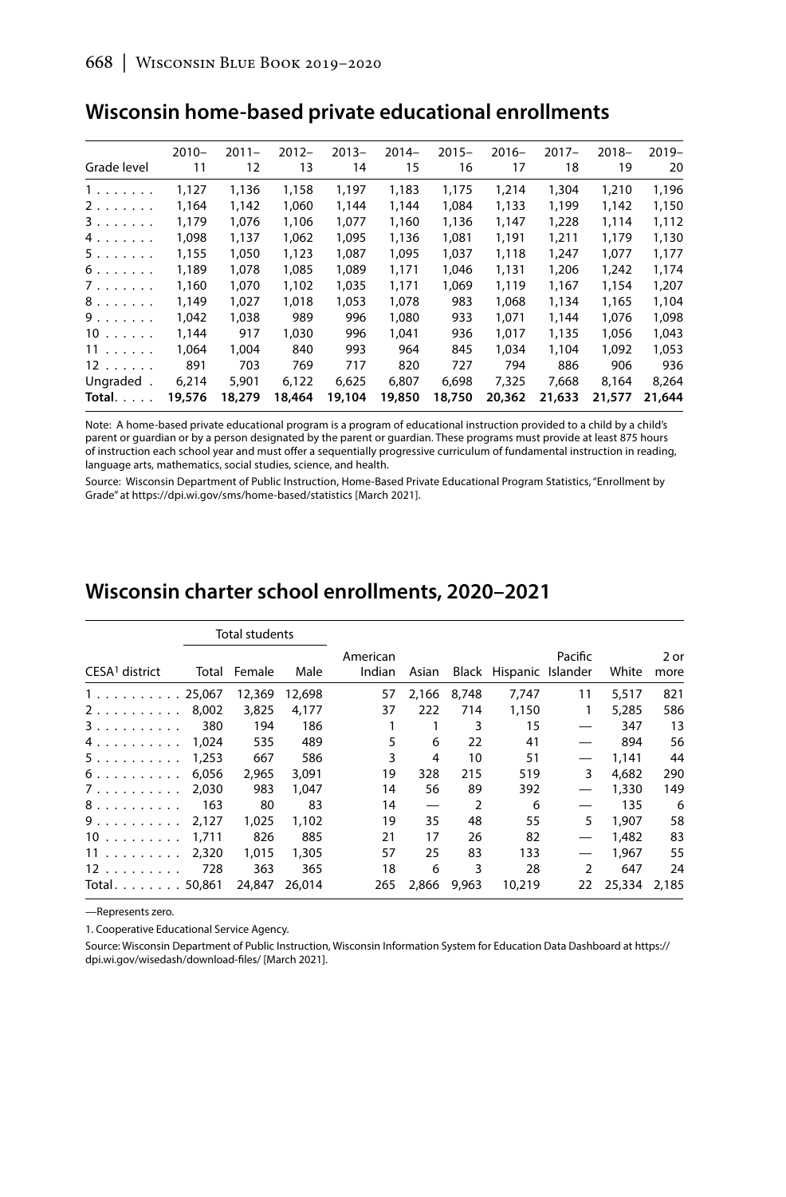## Wisconsin home-based private educational enrollments

| Grade level | 2010–11 | 2011–12 | 2012–13 | 2013–14 | 2014–15 | 2015–16 | 2016–17 | 2017–18 | 2018–19 | 2019–20 |
|---|---|---|---|---|---|---|---|---|---|---|
| 1 | 1,127 | 1,136 | 1,158 | 1,197 | 1,183 | 1,175 | 1,214 | 1,304 | 1,210 | 1,196 |
| 2 | 1,164 | 1,142 | 1,060 | 1,144 | 1,144 | 1,084 | 1,133 | 1,199 | 1,142 | 1,150 |
| 3 | 1,179 | 1,076 | 1,106 | 1,077 | 1,160 | 1,136 | 1,147 | 1,228 | 1,114 | 1,112 |
| 4 | 1,098 | 1,137 | 1,062 | 1,095 | 1,136 | 1,081 | 1,191 | 1,211 | 1,179 | 1,130 |
| 5 | 1,155 | 1,050 | 1,123 | 1,087 | 1,095 | 1,037 | 1,118 | 1,247 | 1,077 | 1,177 |
| 6 | 1,189 | 1,078 | 1,085 | 1,089 | 1,171 | 1,046 | 1,131 | 1,206 | 1,242 | 1,174 |
| 7 | 1,160 | 1,070 | 1,102 | 1,035 | 1,171 | 1,069 | 1,119 | 1,167 | 1,154 | 1,207 |
| 8 | 1,149 | 1,027 | 1,018 | 1,053 | 1,078 | 983 | 1,068 | 1,134 | 1,165 | 1,104 |
| 9 | 1,042 | 1,038 | 989 | 996 | 1,080 | 933 | 1,071 | 1,144 | 1,076 | 1,098 |
| 10 | 1,144 | 917 | 1,030 | 996 | 1,041 | 936 | 1,017 | 1,135 | 1,056 | 1,043 |
| 11 | 1,064 | 1,004 | 840 | 993 | 964 | 845 | 1,034 | 1,104 | 1,092 | 1,053 |
| 12 | 891 | 703 | 769 | 717 | 820 | 727 | 794 | 886 | 906 | 936 |
| Ungraded | 6,214 | 5,901 | 6,122 | 6,625 | 6,807 | 6,698 | 7,325 | 7,668 | 8,164 | 8,264 |
| **Total** | **19,576** | **18,279** | **18,464** | **19,104** | **19,850** | **18,750** | **20,362** | **21,633** | **21,577** | **21,644** |

Note: A home-based private educational program is a program of educational instruction provided to a child by a child's parent or guardian or by a person designated by the parent or guardian. These programs must provide at least 875 hours of instruction each school year and must offer a sequentially progressive curriculum of fundamental instruction in reading, language arts, mathematics, social studies, science, and health.

Source: Wisconsin Department of Public Instruction, Home-Based Private Educational Program Statistics, "Enrollment by Grade" at https://dpi.wi.gov/sms/home-based/statistics [March 2021].

## Wisconsin charter school enrollments, 2020–2021

| | Total students | | | | | | | | | |
|---|---|---|---|---|---|---|---|---|---|---|
| CESA[1] district | Total | Female | Male | American Indian | Asian | Black | Hispanic | Pacific Islander | White | 2 or more |
| 1 | 25,067 | 12,369 | 12,698 | 57 | 2,166 | 8,748 | 7,747 | 11 | 5,517 | 821 |
| 2 | 8,002 | 3,825 | 4,177 | 37 | 222 | 714 | 1,150 | 1 | 5,285 | 586 |
| 3 | 380 | 194 | 186 | 1 | 1 | 3 | 15 | — | 347 | 13 |
| 4 | 1,024 | 535 | 489 | 5 | 6 | 22 | 41 | — | 894 | 56 |
| 5 | 1,253 | 667 | 586 | 3 | 4 | 10 | 51 | — | 1,141 | 44 |
| 6 | 6,056 | 2,965 | 3,091 | 19 | 328 | 215 | 519 | 3 | 4,682 | 290 |
| 7 | 2,030 | 983 | 1,047 | 14 | 56 | 89 | 392 | — | 1,330 | 149 |
| 8 | 163 | 80 | 83 | 14 | — | 2 | 6 | — | 135 | 6 |
| 9 | 2,127 | 1,025 | 1,102 | 19 | 35 | 48 | 55 | 5 | 1,907 | 58 |
| 10 | 1,711 | 826 | 885 | 21 | 17 | 26 | 82 | — | 1,482 | 83 |
| 11 | 2,320 | 1,015 | 1,305 | 57 | 25 | 83 | 133 | — | 1,967 | 55 |
| 12 | 728 | 363 | 365 | 18 | 6 | 3 | 28 | 2 | 647 | 24 |
| Total | 50,861 | 24,847 | 26,014 | 265 | 2,866 | 9,963 | 10,219 | 22 | 25,334 | 2,185 |

—Represents zero.

1. Cooperative Educational Service Agency.

Source: Wisconsin Department of Public Instruction, Wisconsin Information System for Education Data Dashboard at https://dpi.wi.gov/wisedash/download-files/ [March 2021].